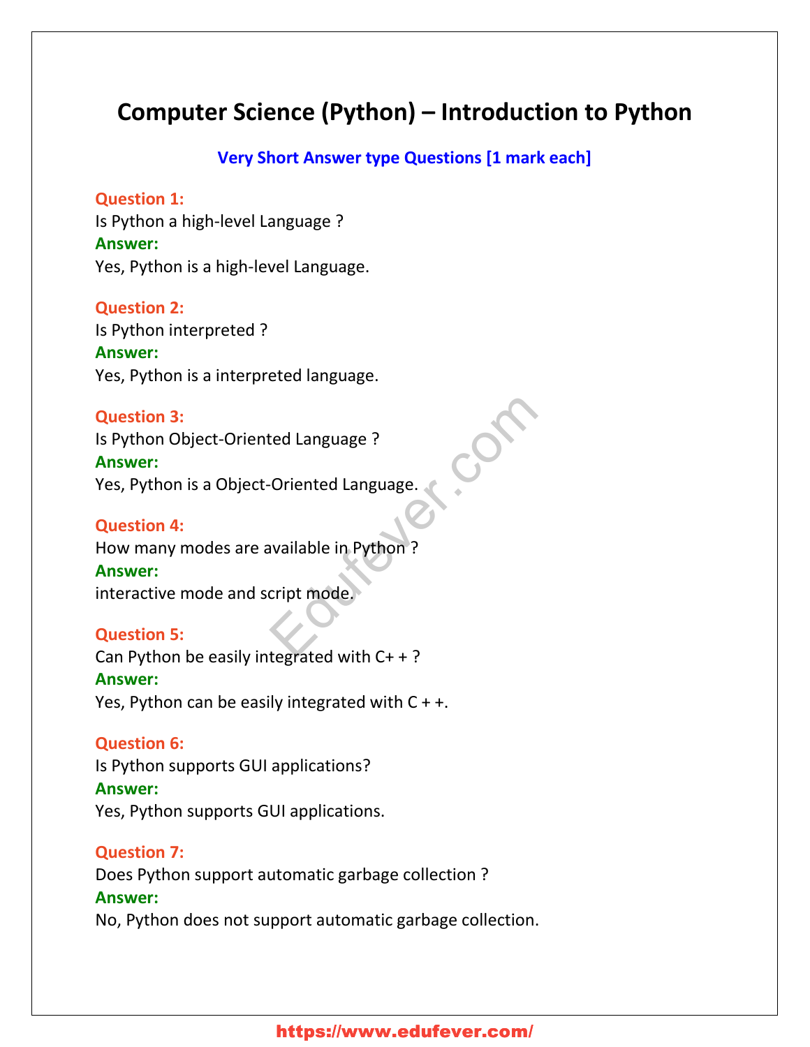# Computer Science (Python) – Introduction to Python

## Very Short Answer type Questions [1 mark each]

**Question 1:**
Is Python a high-level Language ?
**Answer:**
Yes, Python is a high-level Language.

**Question 2:**
Is Python interpreted ?
**Answer:**
Yes, Python is a interpreted language.

**Question 3:**
Is Python Object-Oriented Language ?
**Answer:**
Yes, Python is a Object-Oriented Language.

**Question 4:**
How many modes are available in Python ?
**Answer:**
interactive mode and script mode.

**Question 5:**
Can Python be easily integrated with C+ + ?
**Answer:**
Yes, Python can be easily integrated with C + +.

**Question 6:**
Is Python supports GUI applications?
**Answer:**
Yes, Python supports GUI applications.

**Question 7:**
Does Python support automatic garbage collection ?
**Answer:**
No, Python does not support automatic garbage collection.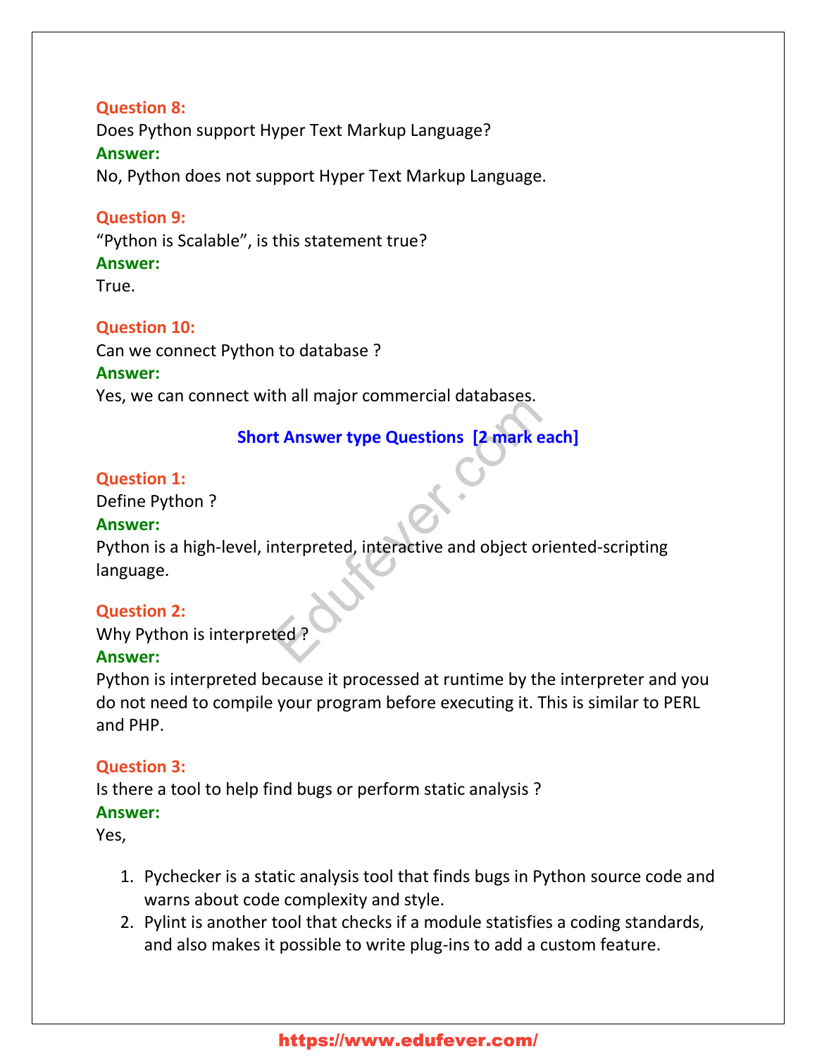**Question 8:**
Does Python support Hyper Text Markup Language?
**Answer:**
No, Python does not support Hyper Text Markup Language.

**Question 9:**
“Python is Scalable”, is this statement true?
**Answer:**
True.

**Question 10:**
Can we connect Python to database ?
**Answer:**
Yes, we can connect with all major commercial databases.

## Short Answer type Questions [2 mark each]

**Question 1:**
Define Python ?
**Answer:**
Python is a high-level, interpreted, interactive and object oriented-scripting language.

**Question 2:**
Why Python is interpreted ?
**Answer:**
Python is interpreted because it processed at runtime by the interpreter and you do not need to compile your program before executing it. This is similar to PERL and PHP.

**Question 3:**
Is there a tool to help find bugs or perform static analysis ?
**Answer:**
Yes,

1. Pychecker is a static analysis tool that finds bugs in Python source code and warns about code complexity and style.
2. Pylint is another tool that checks if a module statisfies a coding standards, and also makes it possible to write plug-ins to add a custom feature.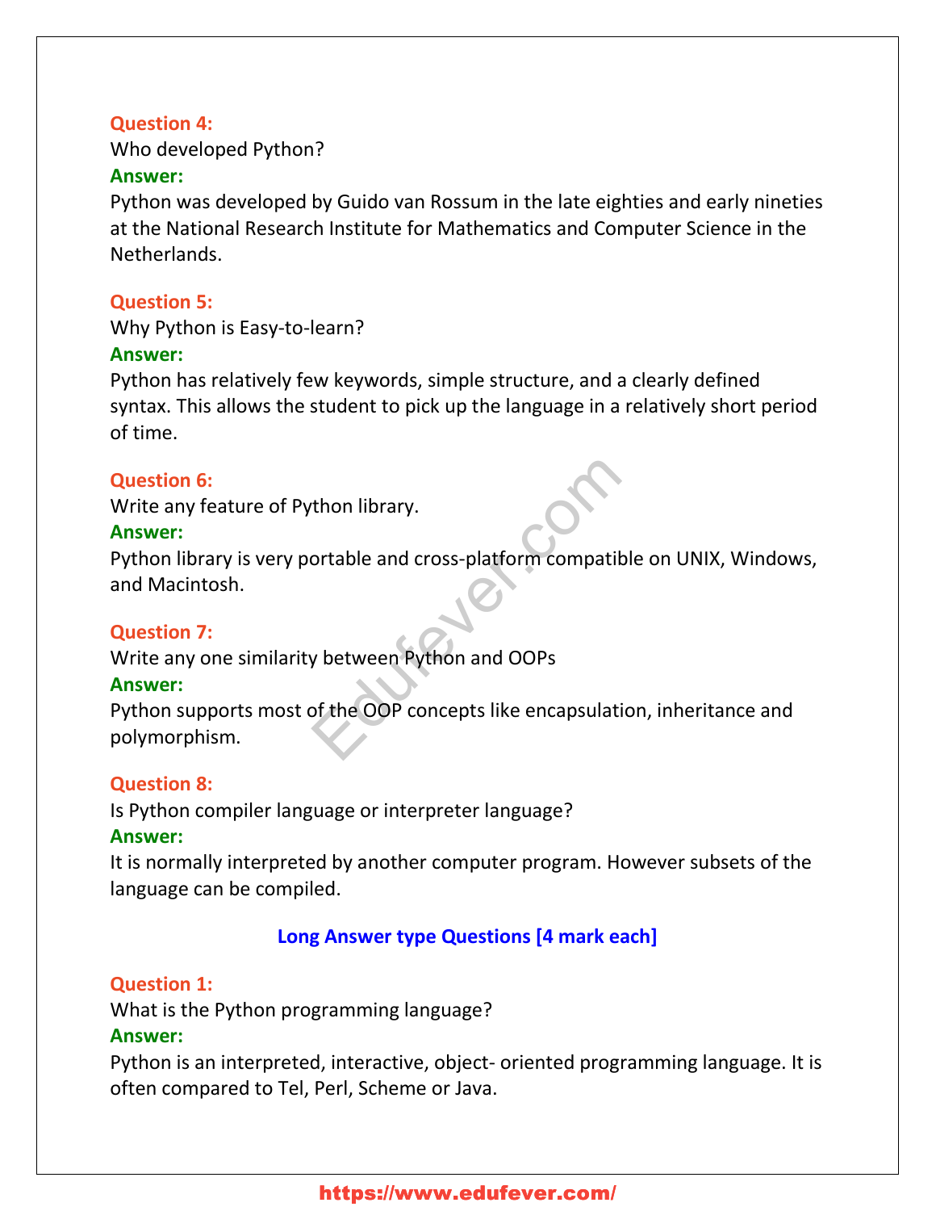**Question 4:**
Who developed Python?
**Answer:**
Python was developed by Guido van Rossum in the late eighties and early nineties at the National Research Institute for Mathematics and Computer Science in the Netherlands.

**Question 5:**
Why Python is Easy-to-learn?
**Answer:**
Python has relatively few keywords, simple structure, and a clearly defined syntax. This allows the student to pick up the language in a relatively short period of time.

**Question 6:**
Write any feature of Python library.
**Answer:**
Python library is very portable and cross-platform compatible on UNIX, Windows, and Macintosh.

**Question 7:**
Write any one similarity between Python and OOPs
**Answer:**
Python supports most of the OOP concepts like encapsulation, inheritance and polymorphism.

**Question 8:**
Is Python compiler language or interpreter language?
**Answer:**
It is normally interpreted by another computer program. However subsets of the language can be compiled.

## Long Answer type Questions [4 mark each]

**Question 1:**
What is the Python programming language?
**Answer:**
Python is an interpreted, interactive, object- oriented programming language. It is often compared to Tel, Perl, Scheme or Java.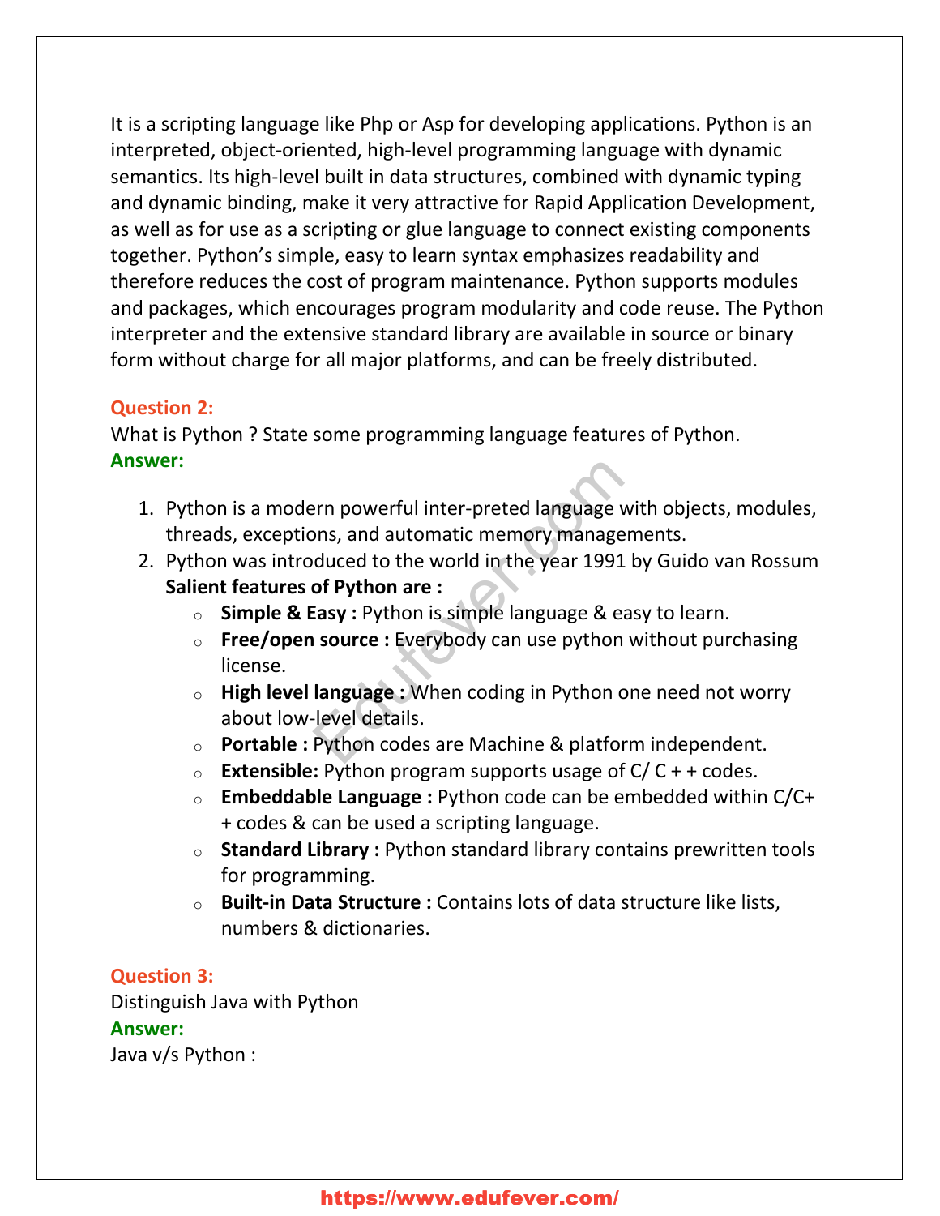It is a scripting language like Php or Asp for developing applications. Python is an interpreted, object-oriented, high-level programming language with dynamic semantics. Its high-level built in data structures, combined with dynamic typing and dynamic binding, make it very attractive for Rapid Application Development, as well as for use as a scripting or glue language to connect existing components together. Python's simple, easy to learn syntax emphasizes readability and therefore reduces the cost of program maintenance. Python supports modules and packages, which encourages program modularity and code reuse. The Python interpreter and the extensive standard library are available in source or binary form without charge for all major platforms, and can be freely distributed.

**Question 2:**
What is Python ? State some programming language features of Python.
**Answer:**

1. Python is a modern powerful inter-preted language with objects, modules, threads, exceptions, and automatic memory managements.
2. Python was introduced to the world in the year 1991 by Guido van Rossum
   **Salient features of Python are :**
   - **Simple & Easy :** Python is simple language & easy to learn.
   - **Free/open source :** Everybody can use python without purchasing license.
   - **High level language :** When coding in Python one need not worry about low-level details.
   - **Portable :** Python codes are Machine & platform independent.
   - **Extensible:** Python program supports usage of C/ C + + codes.
   - **Embeddable Language :** Python code can be embedded within C/C++ codes & can be used a scripting language.
   - **Standard Library :** Python standard library contains prewritten tools for programming.
   - **Built-in Data Structure :** Contains lots of data structure like lists, numbers & dictionaries.

**Question 3:**
Distinguish Java with Python
**Answer:**
Java v/s Python :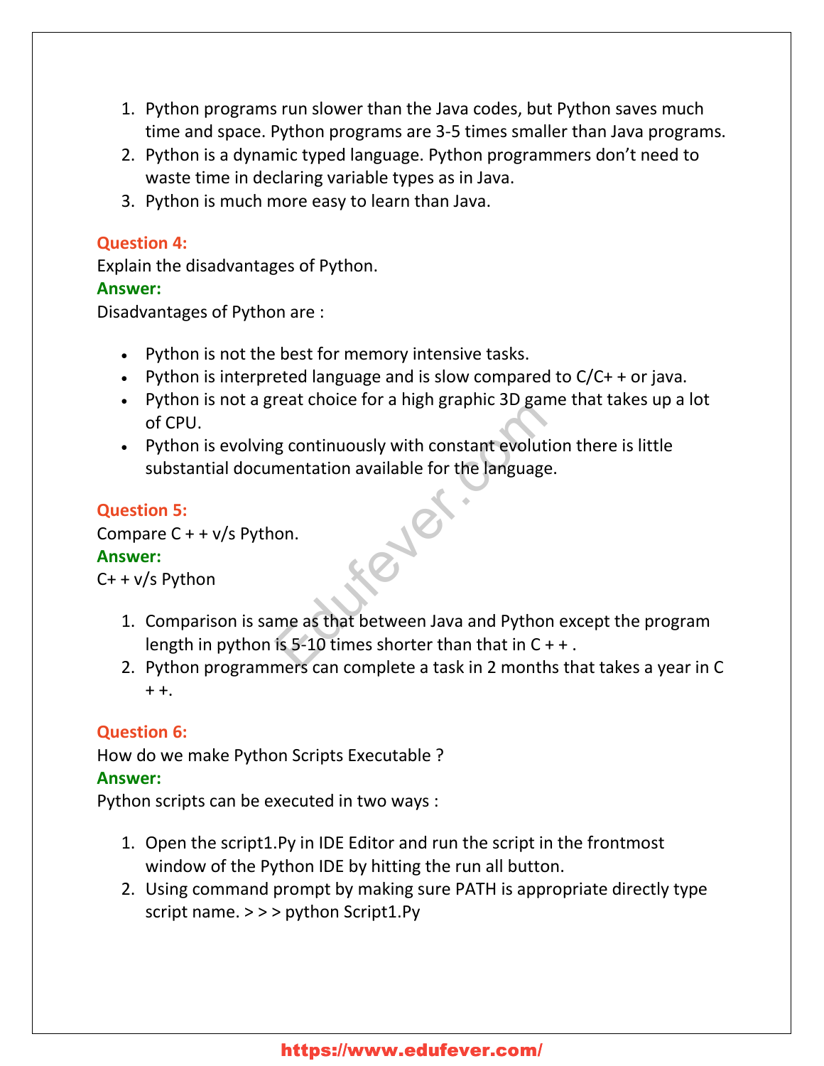1. Python programs run slower than the Java codes, but Python saves much time and space. Python programs are 3-5 times smaller than Java programs.
2. Python is a dynamic typed language. Python programmers don't need to waste time in declaring variable types as in Java.
3. Python is much more easy to learn than Java.

**Question 4:**
Explain the disadvantages of Python.
**Answer:**
Disadvantages of Python are :

- Python is not the best for memory intensive tasks.
- Python is interpreted language and is slow compared to C/C+ + or java.
- Python is not a great choice for a high graphic 3D game that takes up a lot of CPU.
- Python is evolving continuously with constant evolution there is little substantial documentation available for the language.

**Question 5:**
Compare C + + v/s Python.
**Answer:**
C+ + v/s Python

1. Comparison is same as that between Java and Python except the program length in python is 5-10 times shorter than that in C + + .
2. Python programmers can complete a task in 2 months that takes a year in C + +.

**Question 6:**
How do we make Python Scripts Executable ?
**Answer:**
Python scripts can be executed in two ways :

1. Open the script1.Py in IDE Editor and run the script in the frontmost window of the Python IDE by hitting the run all button.
2. Using command prompt by making sure PATH is appropriate directly type script name. > > > python Script1.Py